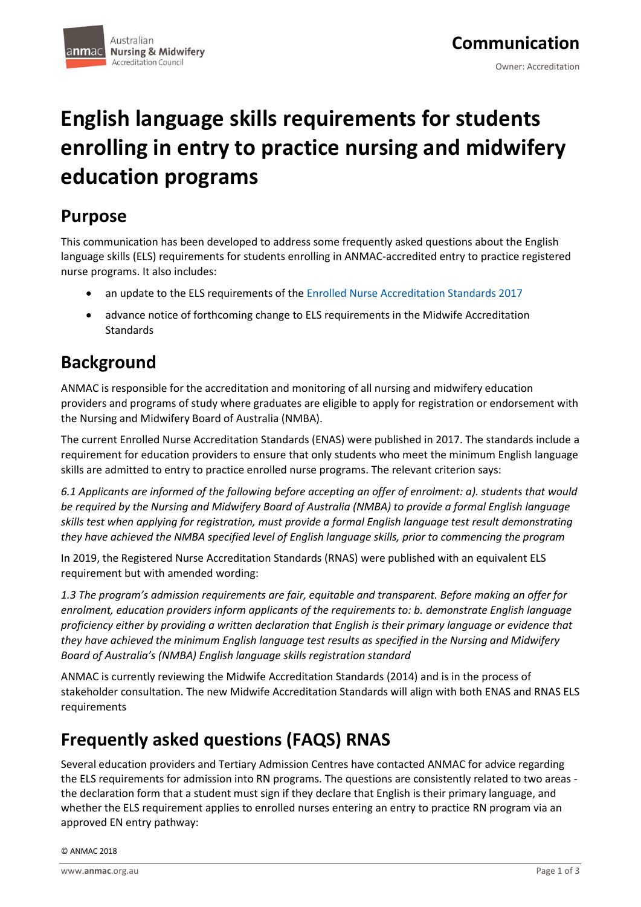# English language skills requirements for students enrolling in entry to practice nursing and midwifery education programs

## Purpose

This communication has been developed to address some frequently asked questions about the English language skills (ELS) requirements for students enrolling in ANMAC-accredited entry to practice registered nurse programs. It also includes:

- an update to the ELS requirements of the Enrolled Nurse Accreditation Standards 2017
- advance notice of forthcoming change to ELS requirements in the Midwife Accreditation Standards

## Background

ANMAC is responsible for the accreditation and monitoring of all nursing and midwifery education providers and programs of study where graduates are eligible to apply for registration or endorsement with the Nursing and Midwifery Board of Australia (NMBA).

The current Enrolled Nurse Accreditation Standards (ENAS) were published in 2017. The standards include a requirement for education providers to ensure that only students who meet the minimum English language skills are admitted to entry to practice enrolled nurse programs. The relevant criterion says:

*6.1 Applicants are informed of the following before accepting an offer of enrolment: a). students that would be required by the Nursing and Midwifery Board of Australia (NMBA) to provide a formal English language skills test when applying for registration, must provide a formal English language test result demonstrating they have achieved the NMBA specified level of English language skills, prior to commencing the program*

In 2019, the Registered Nurse Accreditation Standards (RNAS) were published with an equivalent ELS requirement but with amended wording:

*1.3 The program's admission requirements are fair, equitable and transparent. Before making an offer for enrolment, education providers inform applicants of the requirements to: b. demonstrate English language proficiency either by providing a written declaration that English is their primary language or evidence that they have achieved the minimum English language test results as specified in the Nursing and Midwifery Board of Australia's (NMBA) English language skills registration standard*

ANMAC is currently reviewing the Midwife Accreditation Standards (2014) and is in the process of stakeholder consultation. The new Midwife Accreditation Standards will align with both ENAS and RNAS ELS requirements

## Frequently asked questions (FAQS) RNAS

Several education providers and Tertiary Admission Centres have contacted ANMAC for advice regarding the ELS requirements for admission into RN programs. The questions are consistently related to two areas - the declaration form that a student must sign if they declare that English is their primary language, and whether the ELS requirement applies to enrolled nurses entering an entry to practice RN program via an approved EN entry pathway:

© ANMAC 2018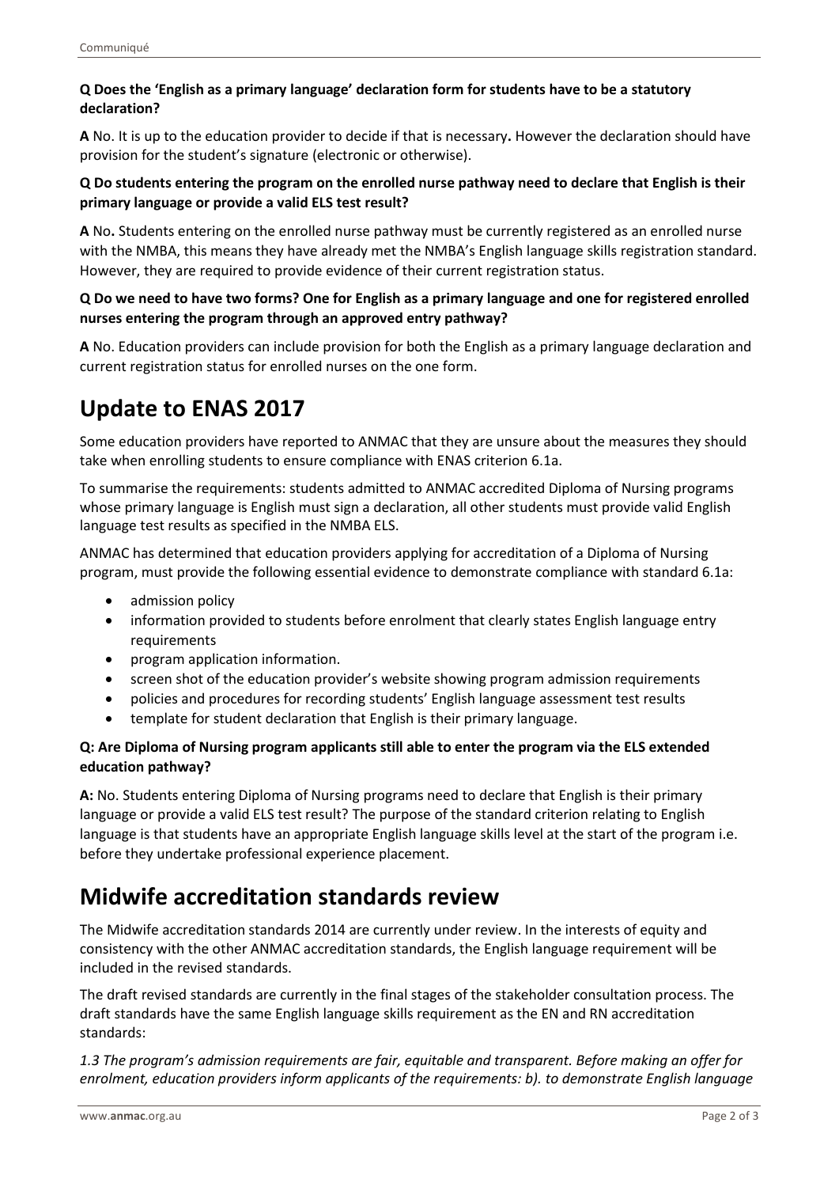**Q Does the 'English as a primary language' declaration form for students have to be a statutory declaration?**

**A** No. It is up to the education provider to decide if that is necessary**.** However the declaration should have provision for the student's signature (electronic or otherwise).

**Q Do students entering the program on the enrolled nurse pathway need to declare that English is their primary language or provide a valid ELS test result?**

**A** No**.** Students entering on the enrolled nurse pathway must be currently registered as an enrolled nurse with the NMBA, this means they have already met the NMBA's English language skills registration standard. However, they are required to provide evidence of their current registration status.

**Q Do we need to have two forms? One for English as a primary language and one for registered enrolled nurses entering the program through an approved entry pathway?**

**A** No. Education providers can include provision for both the English as a primary language declaration and current registration status for enrolled nurses on the one form.

# Update to ENAS 2017

Some education providers have reported to ANMAC that they are unsure about the measures they should take when enrolling students to ensure compliance with ENAS criterion 6.1a.

To summarise the requirements: students admitted to ANMAC accredited Diploma of Nursing programs whose primary language is English must sign a declaration, all other students must provide valid English language test results as specified in the NMBA ELS.

ANMAC has determined that education providers applying for accreditation of a Diploma of Nursing program, must provide the following essential evidence to demonstrate compliance with standard 6.1a:

- admission policy
- information provided to students before enrolment that clearly states English language entry requirements
- program application information.
- screen shot of the education provider's website showing program admission requirements
- policies and procedures for recording students' English language assessment test results
- template for student declaration that English is their primary language.

**Q: Are Diploma of Nursing program applicants still able to enter the program via the ELS extended education pathway?**

**A:** No. Students entering Diploma of Nursing programs need to declare that English is their primary language or provide a valid ELS test result? The purpose of the standard criterion relating to English language is that students have an appropriate English language skills level at the start of the program i.e. before they undertake professional experience placement.

# Midwife accreditation standards review

The Midwife accreditation standards 2014 are currently under review. In the interests of equity and consistency with the other ANMAC accreditation standards, the English language requirement will be included in the revised standards.

The draft revised standards are currently in the final stages of the stakeholder consultation process. The draft standards have the same English language skills requirement as the EN and RN accreditation standards:

*1.3 The program's admission requirements are fair, equitable and transparent. Before making an offer for enrolment, education providers inform applicants of the requirements: b). to demonstrate English language*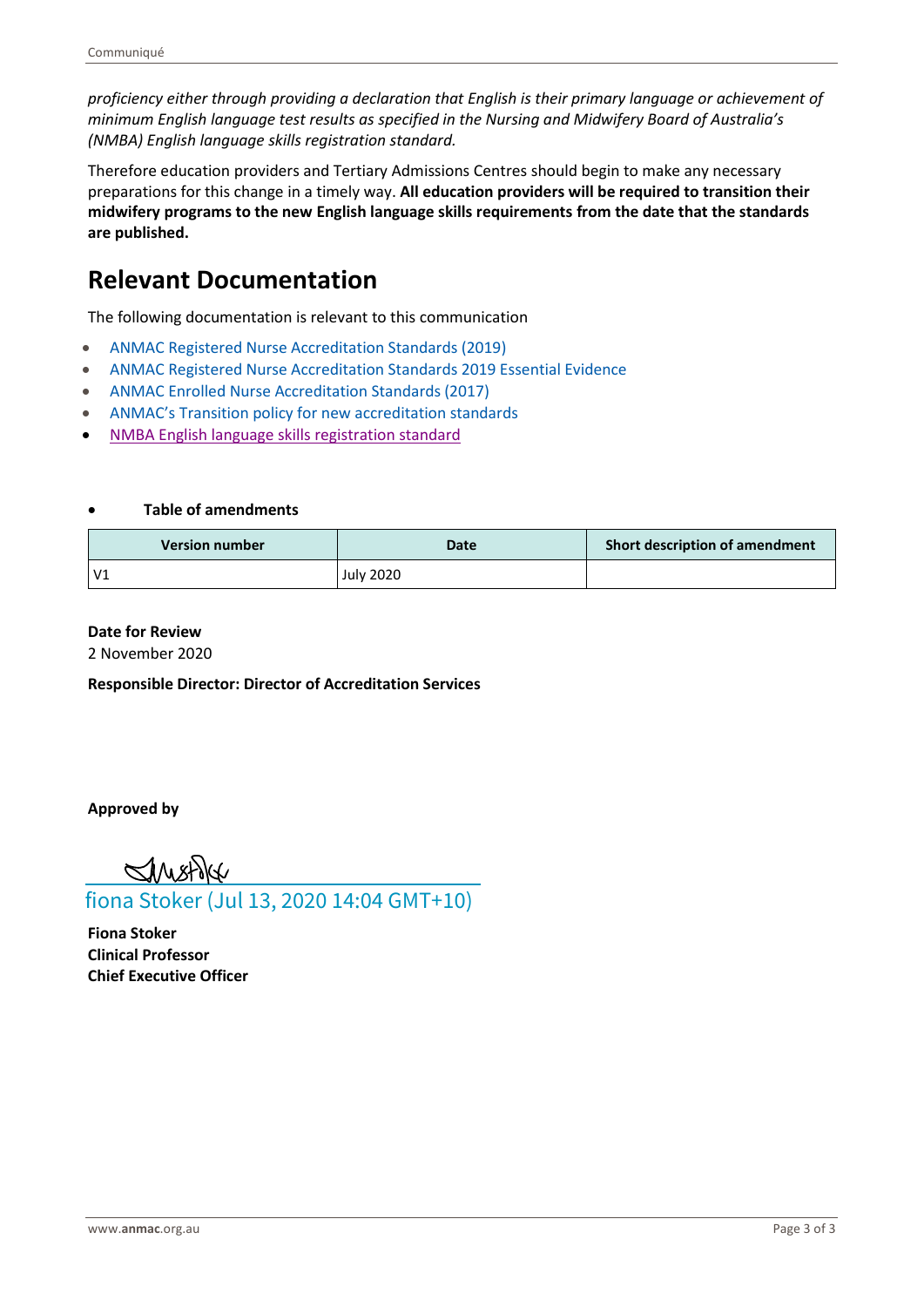*proficiency either through providing a declaration that English is their primary language or achievement of minimum English language test results as specified in the Nursing and Midwifery Board of Australia's (NMBA) English language skills registration standard.*

Therefore education providers and Tertiary Admissions Centres should begin to make any necessary preparations for this change in a timely way. **All education providers will be required to transition their midwifery programs to the new English language skills requirements from the date that the standards are published.**

## Relevant Documentation

The following documentation is relevant to this communication

- ANMAC Registered Nurse Accreditation Standards (2019)
- ANMAC Registered Nurse Accreditation Standards 2019 Essential Evidence
- ANMAC Enrolled Nurse Accreditation Standards (2017)
- ANMAC's Transition policy for new accreditation standards
- NMBA English language skills registration standard

- **Table of amendments**

| Version number | Date | Short description of amendment |
| --- | --- | --- |
| V1 | July 2020 | |

**Date for Review**
2 November 2020

**Responsible Director: Director of Accreditation Services**

**Approved by**

fiona Stoker (Jul 13, 2020 14:04 GMT+10)

**Fiona Stoker**
**Clinical Professor**
**Chief Executive Officer**